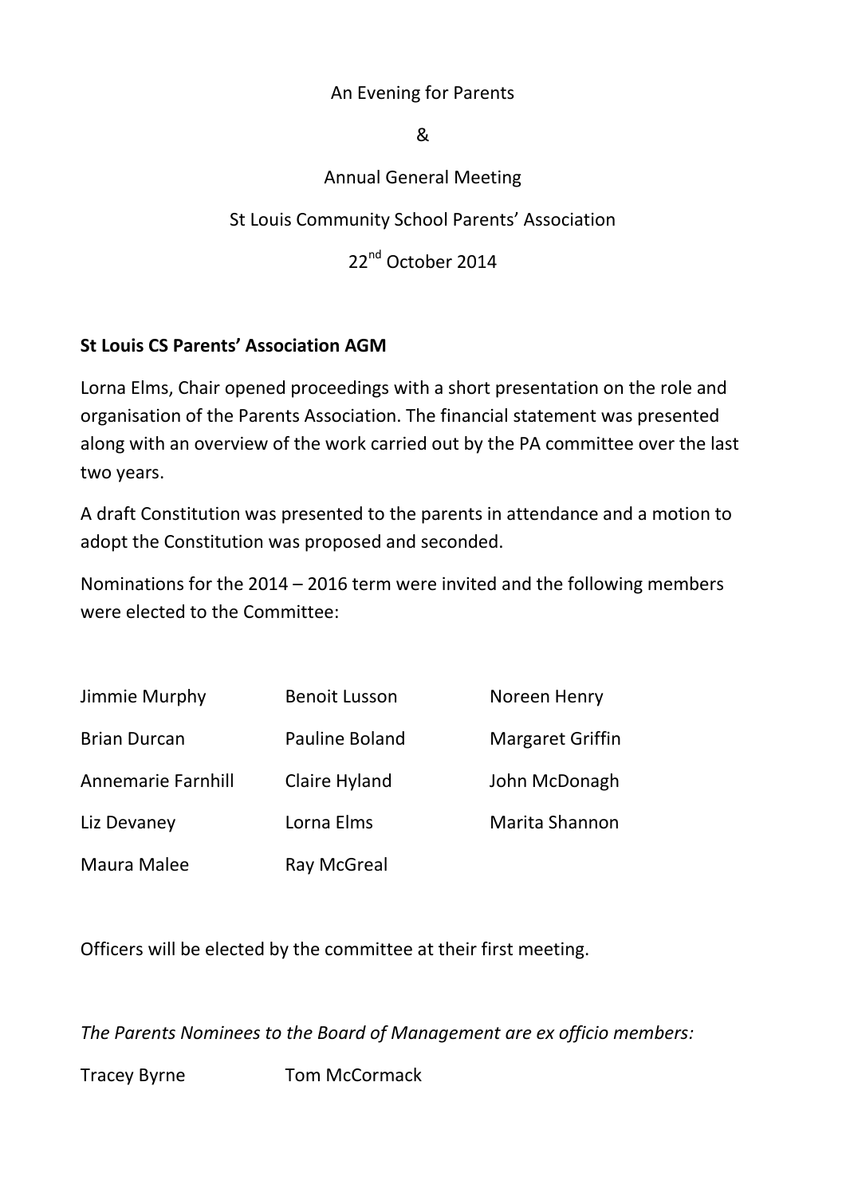An Evening for Parents

&

Annual General Meeting

St Louis Community School Parents' Association

22nd October 2014

**St Louis CS Parents' Association AGM**

Lorna Elms, Chair opened proceedings with a short presentation on the role and organisation of the Parents Association. The financial statement was presented along with an overview of the work carried out by the PA committee over the last two years.

A draft Constitution was presented to the parents in attendance and a motion to adopt the Constitution was proposed and seconded.

Nominations for the 2014 – 2016 term were invited and the following members were elected to the Committee:

| | | |
|---|---|---|
| Jimmie Murphy | Benoit Lusson | Noreen Henry |
| Brian Durcan | Pauline Boland | Margaret Griffin |
| Annemarie Farnhill | Claire Hyland | John McDonagh |
| Liz Devaney | Lorna Elms | Marita Shannon |
| Maura Malee | Ray McGreal | |

Officers will be elected by the committee at their first meeting.

*The Parents Nominees to the Board of Management are ex officio members:*

| | |
|---|---|
| Tracey Byrne | Tom McCormack |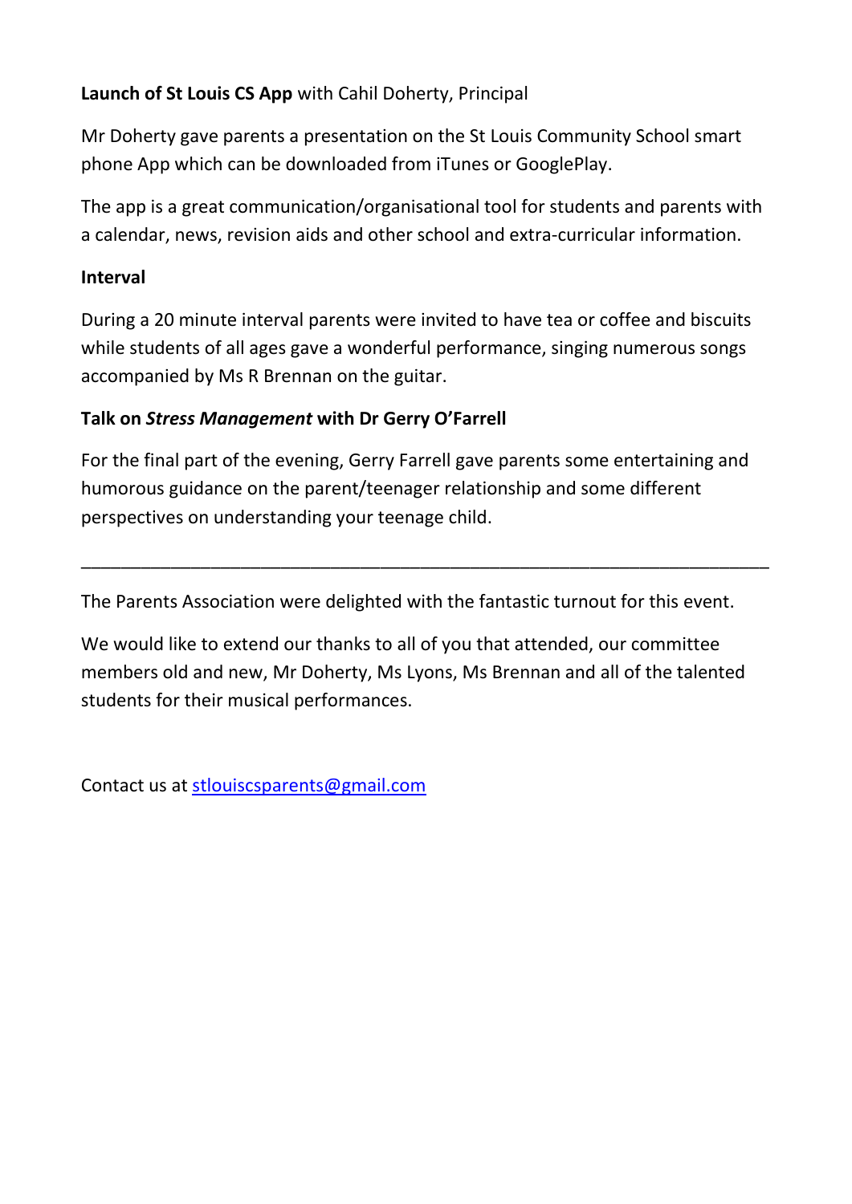**Launch of St Louis CS App** with Cahil Doherty, Principal

Mr Doherty gave parents a presentation on the St Louis Community School smart phone App which can be downloaded from iTunes or GooglePlay.

The app is a great communication/organisational tool for students and parents with a calendar, news, revision aids and other school and extra-curricular information.

**Interval**

During a 20 minute interval parents were invited to have tea or coffee and biscuits while students of all ages gave a wonderful performance, singing numerous songs accompanied by Ms R Brennan on the guitar.

**Talk on *Stress Management* with Dr Gerry O'Farrell**

For the final part of the evening, Gerry Farrell gave parents some entertaining and humorous guidance on the parent/teenager relationship and some different perspectives on understanding your teenage child.

---

The Parents Association were delighted with the fantastic turnout for this event.

We would like to extend our thanks to all of you that attended, our committee members old and new, Mr Doherty, Ms Lyons, Ms Brennan and all of the talented students for their musical performances.

Contact us at [stlouiscsparents@gmail.com](mailto:stlouiscsparents@gmail.com)